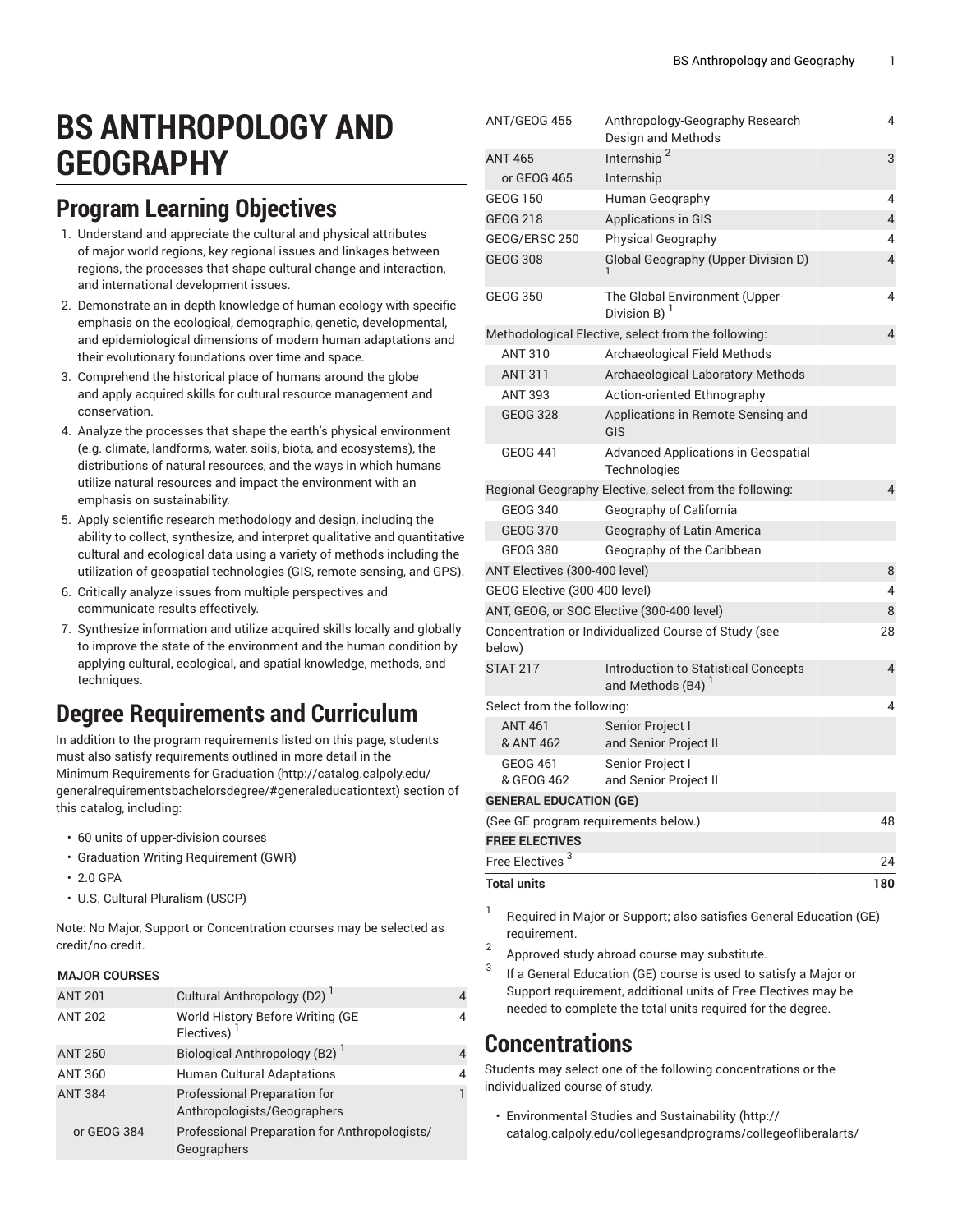# BS ANTHROPOLOGY AND GEOGRAPHY

## Program Learning Objectives

1. Understand and appreciate the cultural and physical attributes of major world regions, key regional issues and linkages between regions, the processes that shape cultural change and interaction, and international development issues.
2. Demonstrate an in-depth knowledge of human ecology with specific emphasis on the ecological, demographic, genetic, developmental, and epidemiological dimensions of modern human adaptations and their evolutionary foundations over time and space.
3. Comprehend the historical place of humans around the globe and apply acquired skills for cultural resource management and conservation.
4. Analyze the processes that shape the earth's physical environment (e.g. climate, landforms, water, soils, biota, and ecosystems), the distributions of natural resources, and the ways in which humans utilize natural resources and impact the environment with an emphasis on sustainability.
5. Apply scientific research methodology and design, including the ability to collect, synthesize, and interpret qualitative and quantitative cultural and ecological data using a variety of methods including the utilization of geospatial technologies (GIS, remote sensing, and GPS).
6. Critically analyze issues from multiple perspectives and communicate results effectively.
7. Synthesize information and utilize acquired skills locally and globally to improve the state of the environment and the human condition by applying cultural, ecological, and spatial knowledge, methods, and techniques.

## Degree Requirements and Curriculum

In addition to the program requirements listed on this page, students must also satisfy requirements outlined in more detail in the Minimum Requirements for Graduation (http://catalog.calpoly.edu/generalrequirementsbachelorsdegree/#generaleducationtext) section of this catalog, including:

- 60 units of upper-division courses
- Graduation Writing Requirement (GWR)
- 2.0 GPA
- U.S. Cultural Pluralism (USCP)

Note: No Major, Support or Concentration courses may be selected as credit/no credit.

| MAJOR COURSES | | |
|---|---|---|
| ANT 201 | Cultural Anthropology (D2) [1] | 4 |
| ANT 202 | World History Before Writing (GE Electives) [1] | 4 |
| ANT 250 | Biological Anthropology (B2) [1] | 4 |
| ANT 360 | Human Cultural Adaptations | 4 |
| ANT 384 | Professional Preparation for Anthropologists/Geographers | 1 |
| or GEOG 384 | Professional Preparation for Anthropologists/Geographers | |
| ANT/GEOG 455 | Anthropology-Geography Research Design and Methods | 4 |
| ANT 465 | Internship [2] | 3 |
| or GEOG 465 | Internship | |
| GEOG 150 | Human Geography | 4 |
| GEOG 218 | Applications in GIS | 4 |
| GEOG/ERSC 250 | Physical Geography | 4 |
| GEOG 308 | Global Geography (Upper-Division D) [1] | 4 |
| GEOG 350 | The Global Environment (Upper-Division B) [1] | 4 |
| Methodological Elective, select from the following: | | 4 |
| ANT 310 | Archaeological Field Methods | |
| ANT 311 | Archaeological Laboratory Methods | |
| ANT 393 | Action-oriented Ethnography | |
| GEOG 328 | Applications in Remote Sensing and GIS | |
| GEOG 441 | Advanced Applications in Geospatial Technologies | |
| Regional Geography Elective, select from the following: | | 4 |
| GEOG 340 | Geography of California | |
| GEOG 370 | Geography of Latin America | |
| GEOG 380 | Geography of the Caribbean | |
| ANT Electives (300-400 level) | | 8 |
| GEOG Elective (300-400 level) | | 4 |
| ANT, GEOG, or SOC Elective (300-400 level) | | 8 |
| Concentration or Individualized Course of Study (see below) | | 28 |
| STAT 217 | Introduction to Statistical Concepts and Methods (B4) [1] | 4 |
| Select from the following: | | 4 |
| ANT 461 & ANT 462 | Senior Project I and Senior Project II | |
| GEOG 461 & GEOG 462 | Senior Project I and Senior Project II | |
| **GENERAL EDUCATION (GE)** | | |
| (See GE program requirements below.) | | 48 |
| **FREE ELECTIVES** | | |
| Free Electives [3] | | 24 |
| **Total units** | | **180** |

1. Required in Major or Support; also satisfies General Education (GE) requirement.
2. Approved study abroad course may substitute.
3. If a General Education (GE) course is used to satisfy a Major or Support requirement, additional units of Free Electives may be needed to complete the total units required for the degree.

## Concentrations

Students may select one of the following concentrations or the individualized course of study.

- Environmental Studies and Sustainability (http://catalog.calpoly.edu/collegesandprograms/collegeofliberalarts/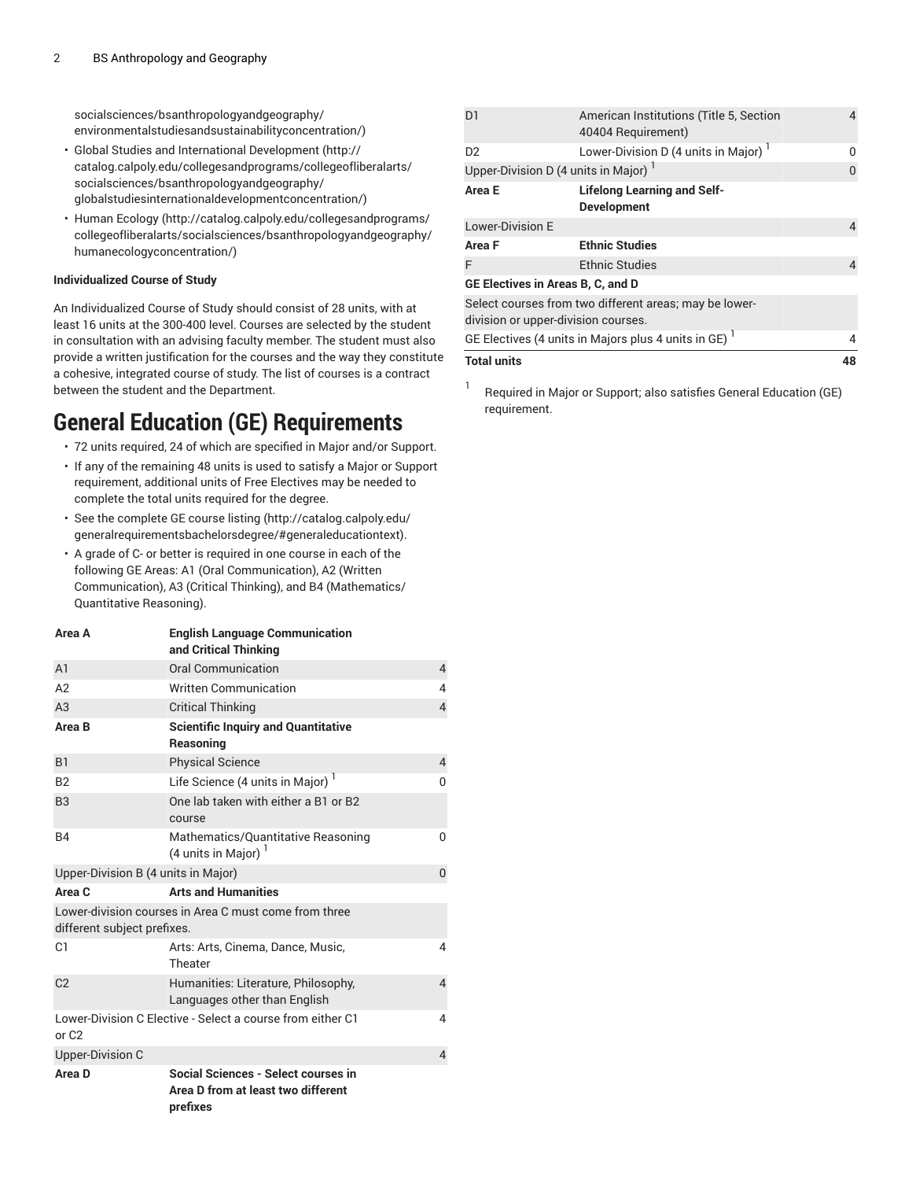socialsciences/bsanthropologyandgeography/environmentalstudiesandsustainabilityconcentration/)

- Global Studies and International Development (http://catalog.calpoly.edu/collegesandprograms/collegeofliberalarts/socialsciences/bsanthropologyandgeography/globalstudiesinternationaldevelopmentconcentration/)
- Human Ecology (http://catalog.calpoly.edu/collegesandprograms/collegeofliberalarts/socialsciences/bsanthropologyandgeography/humanecologyconcentration/)

**Individualized Course of Study**

An Individualized Course of Study should consist of 28 units, with at least 16 units at the 300-400 level. Courses are selected by the student in consultation with an advising faculty member. The student must also provide a written justification for the courses and the way they constitute a cohesive, integrated course of study. The list of courses is a contract between the student and the Department.

# General Education (GE) Requirements

- 72 units required, 24 of which are specified in Major and/or Support.
- If any of the remaining 48 units is used to satisfy a Major or Support requirement, additional units of Free Electives may be needed to complete the total units required for the degree.
- See the complete GE course listing (http://catalog.calpoly.edu/generalrequirementsbachelorsdegree/#generaleducationtext).
- A grade of C- or better is required in one course in each of the following GE Areas: A1 (Oral Communication), A2 (Written Communication), A3 (Critical Thinking), and B4 (Mathematics/Quantitative Reasoning).

| | | |
|---|---|---|
| **Area A** | **English Language Communication and Critical Thinking** | |
| A1 | Oral Communication | 4 |
| A2 | Written Communication | 4 |
| A3 | Critical Thinking | 4 |
| **Area B** | **Scientific Inquiry and Quantitative Reasoning** | |
| B1 | Physical Science | 4 |
| B2 | Life Science (4 units in Major) [1] | 0 |
| B3 | One lab taken with either a B1 or B2 course | |
| B4 | Mathematics/Quantitative Reasoning (4 units in Major) [1] | 0 |
| Upper-Division B (4 units in Major) | | 0 |
| **Area C** | **Arts and Humanities** | |
| Lower-division courses in Area C must come from three different subject prefixes. | | |
| C1 | Arts: Arts, Cinema, Dance, Music, Theater | 4 |
| C2 | Humanities: Literature, Philosophy, Languages other than English | 4 |
| Lower-Division C Elective - Select a course from either C1 or C2 | | 4 |
| Upper-Division C | | 4 |
| **Area D** | **Social Sciences - Select courses in Area D from at least two different prefixes** | |
| D1 | American Institutions (Title 5, Section 40404 Requirement) | 4 |
| D2 | Lower-Division D (4 units in Major) [1] | 0 |
| Upper-Division D (4 units in Major) [1] | | 0 |
| **Area E** | **Lifelong Learning and Self-Development** | |
| Lower-Division E | | 4 |
| **Area F** | **Ethnic Studies** | |
| F | Ethnic Studies | 4 |
| **GE Electives in Areas B, C, and D** | | |
| Select courses from two different areas; may be lower-division or upper-division courses. | | |
| GE Electives (4 units in Majors plus 4 units in GE) [1] | | 4 |
| **Total units** | | **48** |

[1] Required in Major or Support; also satisfies General Education (GE) requirement.